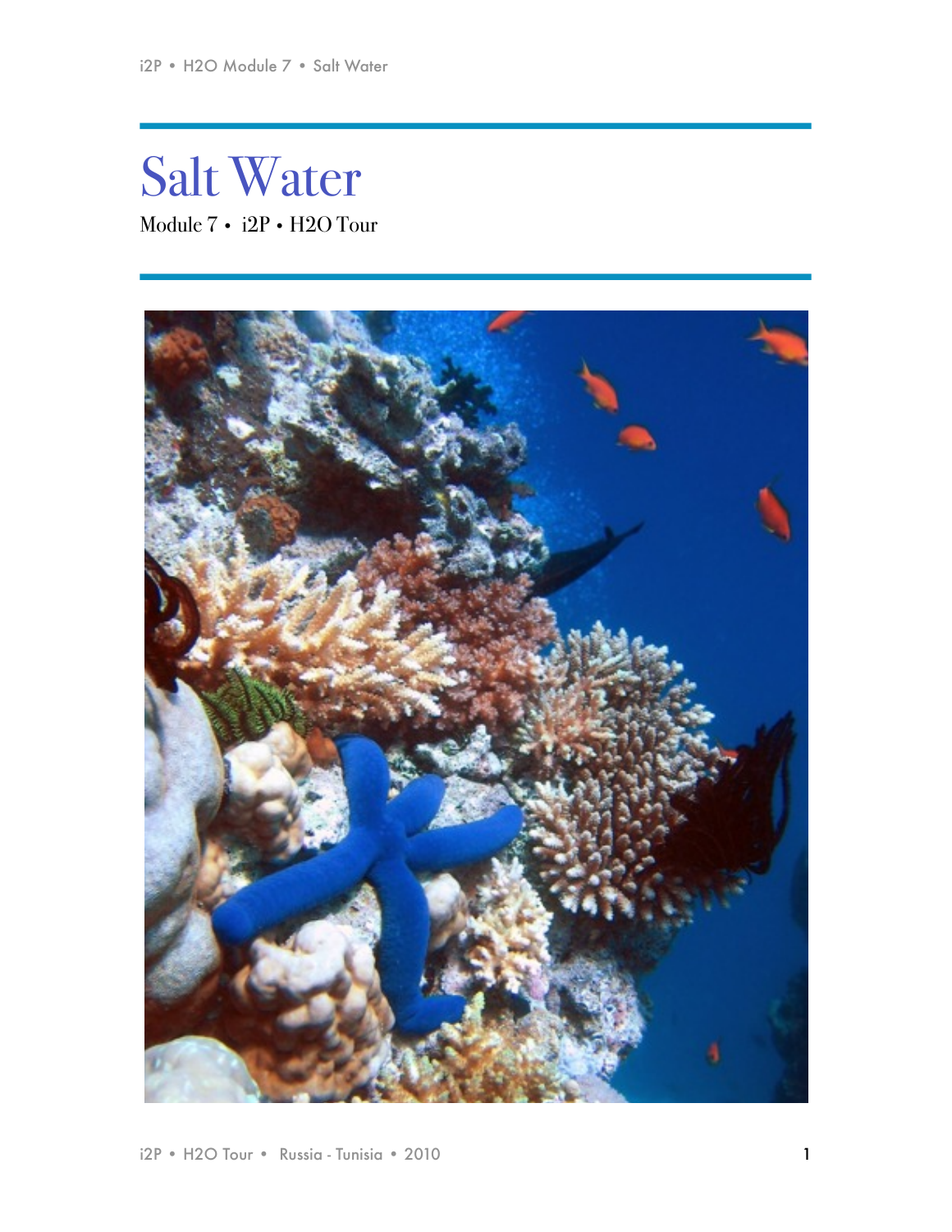# Salt Water

Module 7 • i2P • H2O Tour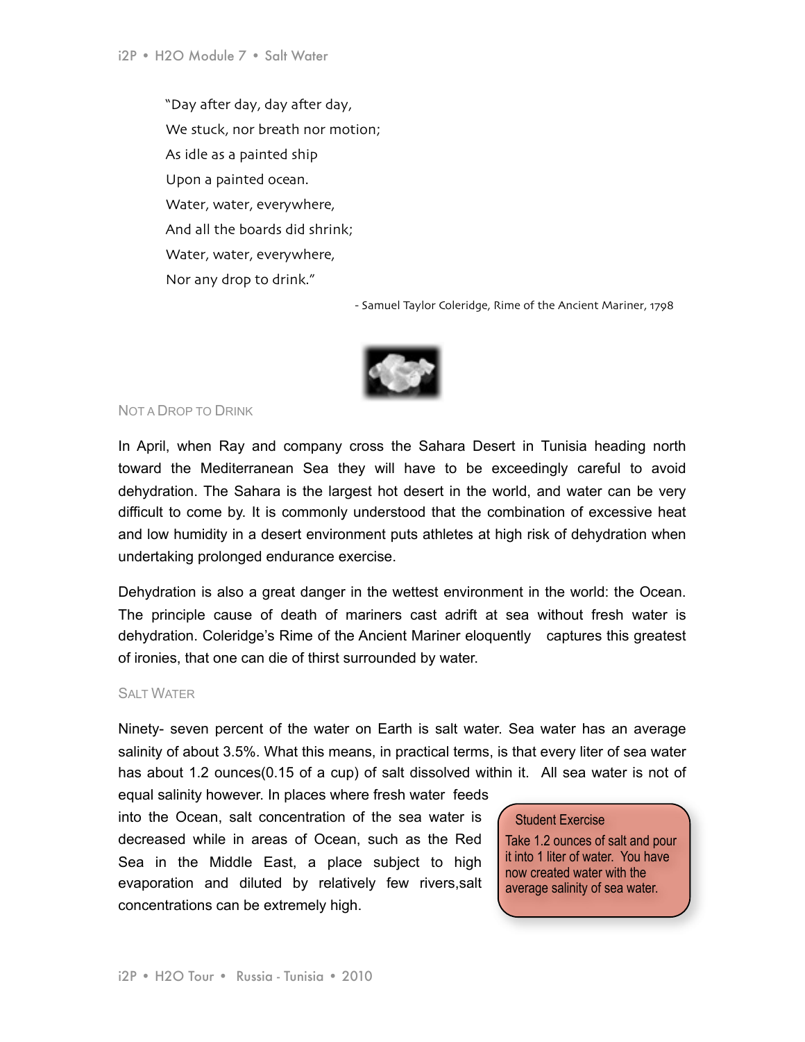"Day after day, day after day,
We stuck, nor breath nor motion;
As idle as a painted ship
Upon a painted ocean.
Water, water, everywhere,
And all the boards did shrink;
Water, water, everywhere,
Nor any drop to drink."

- Samuel Taylor Coleridge, Rime of the Ancient Mariner, 1798

## Not a Drop to Drink

In April, when Ray and company cross the Sahara Desert in Tunisia heading north toward the Mediterranean Sea they will have to be exceedingly careful to avoid dehydration. The Sahara is the largest hot desert in the world, and water can be very difficult to come by. It is commonly understood that the combination of excessive heat and low humidity in a desert environment puts athletes at high risk of dehydration when undertaking prolonged endurance exercise.

Dehydration is also a great danger in the wettest environment in the world: the Ocean. The principle cause of death of mariners cast adrift at sea without fresh water is dehydration. Coleridge's Rime of the Ancient Mariner eloquently captures this greatest of ironies, that one can die of thirst surrounded by water.

## Salt Water

Ninety- seven percent of the water on Earth is salt water. Sea water has an average salinity of about 3.5%. What this means, in practical terms, is that every liter of sea water has about 1.2 ounces(0.15 of a cup) of salt dissolved within it. All sea water is not of equal salinity however. In places where fresh water feeds into the Ocean, salt concentration of the sea water is decreased while in areas of Ocean, such as the Red Sea in the Middle East, a place subject to high evaporation and diluted by relatively few rivers,salt concentrations can be extremely high.

**Student Exercise**

Take 1.2 ounces of salt and pour it into 1 liter of water. You have now created water with the average salinity of sea water.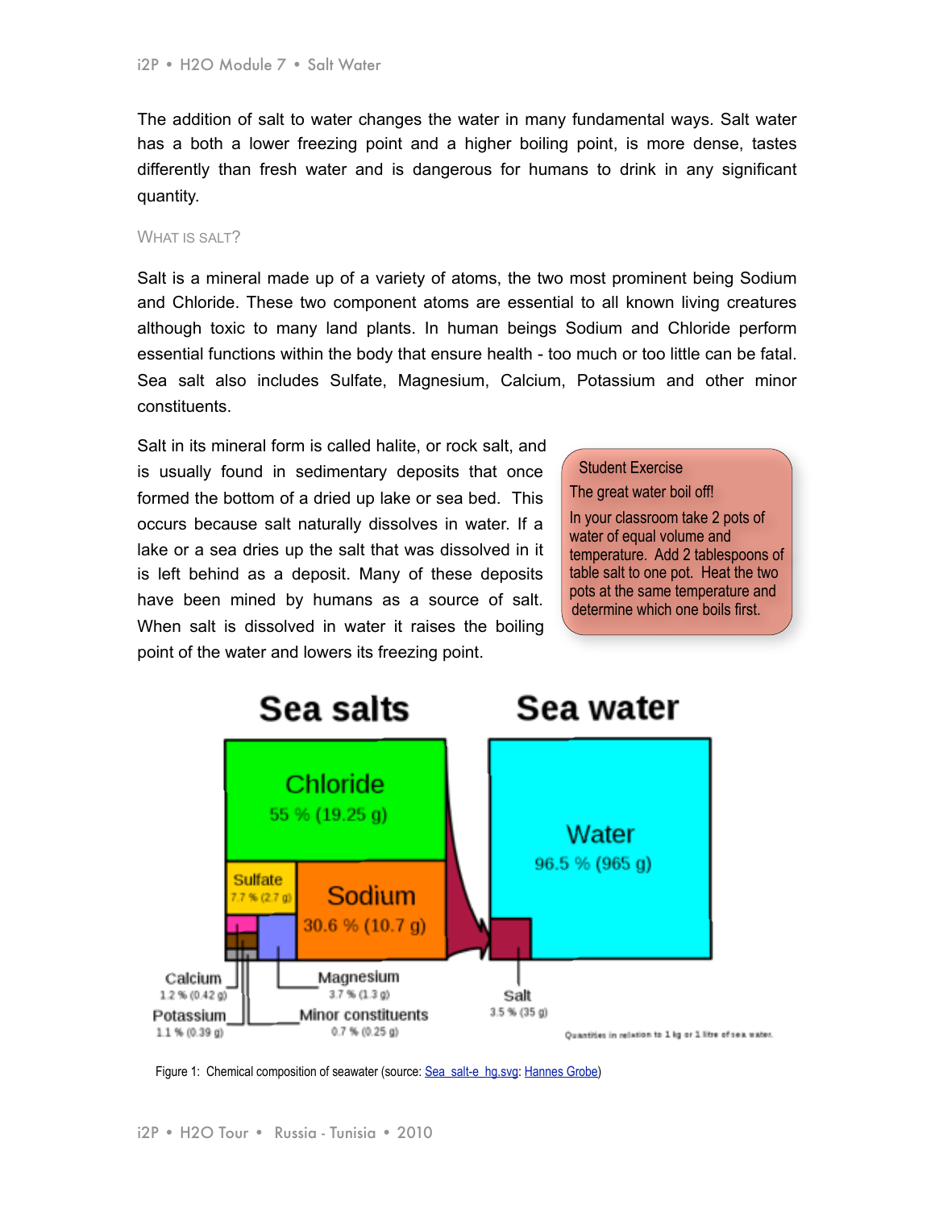The addition of salt to water changes the water in many fundamental ways. Salt water has a both a lower freezing point and a higher boiling point, is more dense, tastes differently than fresh water and is dangerous for humans to drink in any significant quantity.

## What is Salt?

Salt is a mineral made up of a variety of atoms, the two most prominent being Sodium and Chloride. These two component atoms are essential to all known living creatures although toxic to many land plants. In human beings Sodium and Chloride perform essential functions within the body that ensure health - too much or too little can be fatal. Sea salt also includes Sulfate, Magnesium, Calcium, Potassium and other minor constituents.

Salt in its mineral form is called halite, or rock salt, and is usually found in sedimentary deposits that once formed the bottom of a dried up lake or sea bed. This occurs because salt naturally dissolves in water. If a lake or a sea dries up the salt that was dissolved in it is left behind as a deposit. Many of these deposits have been mined by humans as a source of salt. When salt is dissolved in water it raises the boiling point of the water and lowers its freezing point.

> Student Exercise
>
> The great water boil off!
>
> In your classroom take 2 pots of water of equal volume and temperature. Add 2 tablespoons of table salt to one pot. Heat the two pots at the same temperature and determine which one boils first.

Sea salts

Chloride
55 % (19.25 g)

Sulfate
7.7 % (2.7 g)

Sodium
30.6 % (10.7 g)

Calcium
1.2 % (0.42 g)

Potassium
1.1 % (0.39 g)

Magnesium
3.7 % (1.3 g)

Minor constituents
0.7 % (0.25 g)

Sea water

Water
96.5 % (965 g)

Salt
3.5 % (35 g)

Quantities in relation to 1 kg or 1 litre of sea water.

Figure 1: Chemical composition of seawater (source: Sea_salt-e_hg.svg: Hannes Grobe)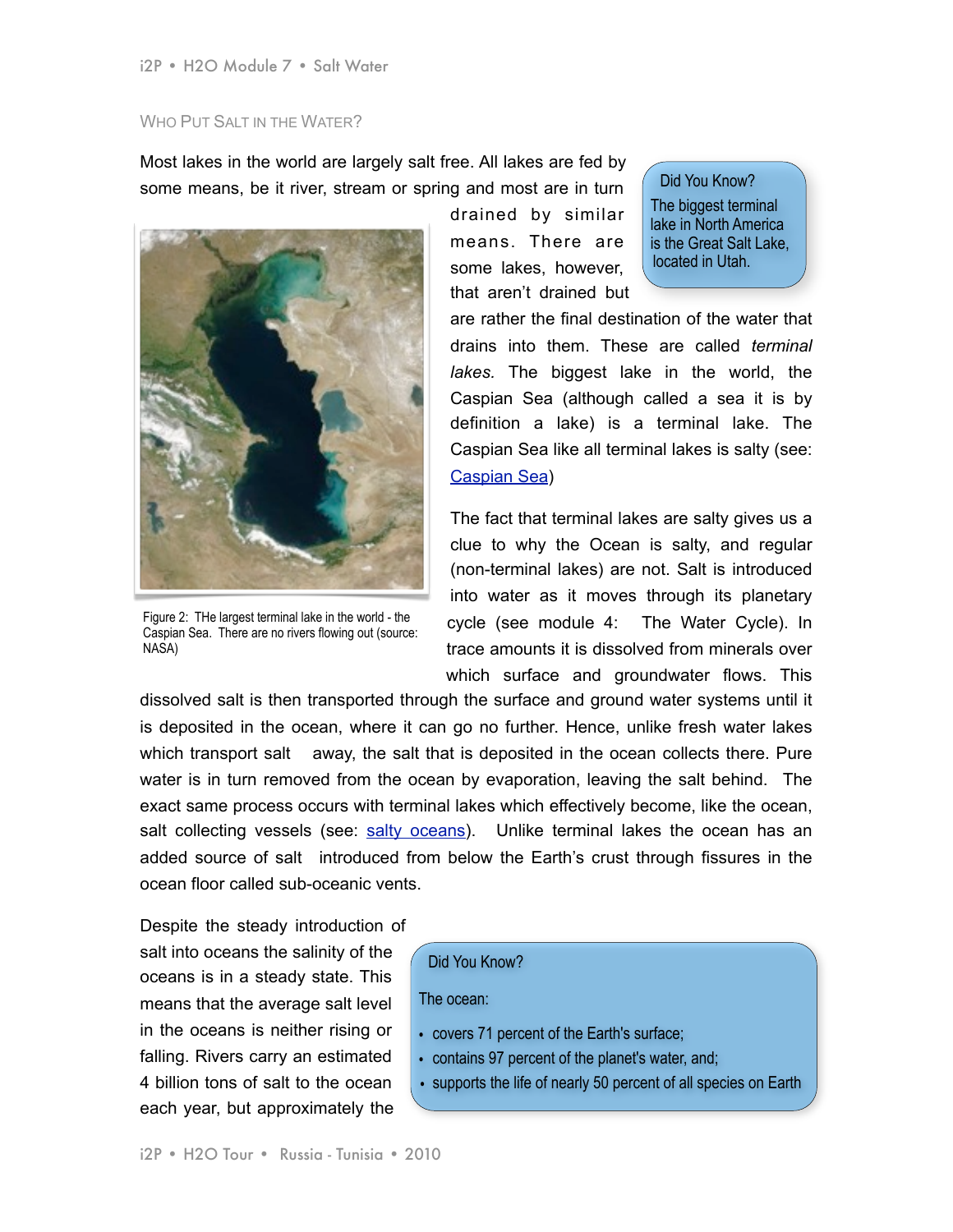## WHO PUT SALT IN THE WATER?

Most lakes in the world are largely salt free. All lakes are fed by some means, be it river, stream or spring and most are in turn drained by similar means. There are some lakes, however, that aren't drained but are rather the final destination of the water that drains into them. These are called *terminal lakes.* The biggest lake in the world, the Caspian Sea (although called a sea it is by definition a lake) is a terminal lake. The Caspian Sea like all terminal lakes is salty (see: [Caspian Sea](Caspian Sea))

> Did You Know?
>
> The biggest terminal lake in North America is the Great Salt Lake, located in Utah.

Figure 2: THe largest terminal lake in the world - the Caspian Sea. There are no rivers flowing out (source: NASA)

The fact that terminal lakes are salty gives us a clue to why the Ocean is salty, and regular (non-terminal lakes) are not. Salt is introduced into water as it moves through its planetary cycle (see module 4: The Water Cycle). In trace amounts it is dissolved from minerals over which surface and groundwater flows. This dissolved salt is then transported through the surface and ground water systems until it is deposited in the ocean, where it can go no further. Hence, unlike fresh water lakes which transport salt away, the salt that is deposited in the ocean collects there. Pure water is in turn removed from the ocean by evaporation, leaving the salt behind. The exact same process occurs with terminal lakes which effectively become, like the ocean, salt collecting vessels (see: [salty oceans](salty oceans)). Unlike terminal lakes the ocean has an added source of salt introduced from below the Earth's crust through fissures in the ocean floor called sub-oceanic vents.

Despite the steady introduction of salt into oceans the salinity of the oceans is in a steady state. This means that the average salt level in the oceans is neither rising or falling. Rivers carry an estimated 4 billion tons of salt to the ocean each year, but approximately the

> Did You Know?
>
> The ocean:
>
> - covers 71 percent of the Earth's surface;
> - contains 97 percent of the planet's water, and;
> - supports the life of nearly 50 percent of all species on Earth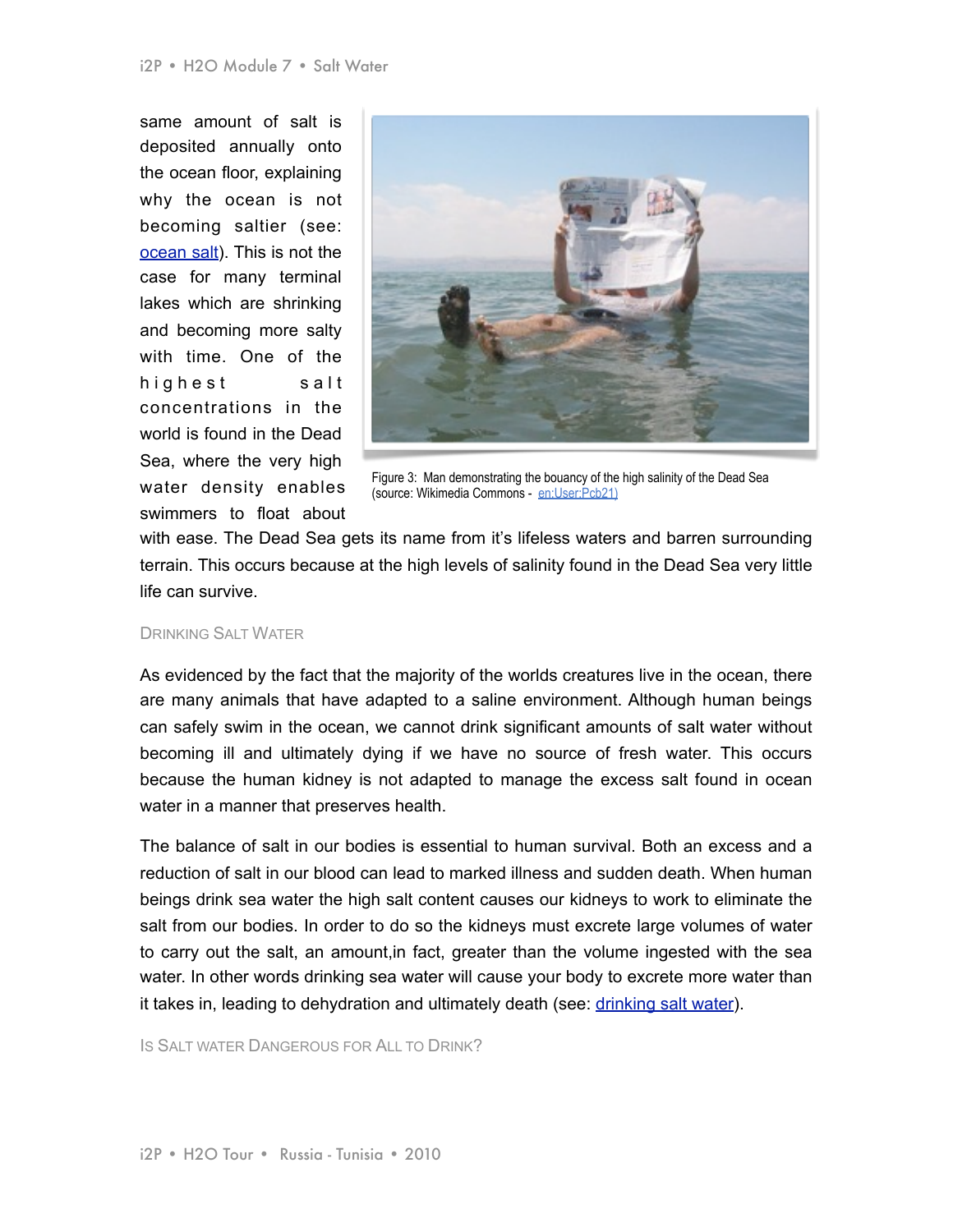same amount of salt is deposited annually onto the ocean floor, explaining why the ocean is not becoming saltier (see: ocean salt). This is not the case for many terminal lakes which are shrinking and becoming more salty with time. One of the highest salt concentrations in the world is found in the Dead Sea, where the very high water density enables swimmers to float about with ease. The Dead Sea gets its name from it's lifeless waters and barren surrounding terrain. This occurs because at the high levels of salinity found in the Dead Sea very little life can survive.

Figure 3: Man demonstrating the bouancy of the high salinity of the Dead Sea (source: Wikimedia Commons - en:User:Pcb21)

### Drinking Salt Water

As evidenced by the fact that the majority of the worlds creatures live in the ocean, there are many animals that have adapted to a saline environment. Although human beings can safely swim in the ocean, we cannot drink significant amounts of salt water without becoming ill and ultimately dying if we have no source of fresh water. This occurs because the human kidney is not adapted to manage the excess salt found in ocean water in a manner that preserves health.

The balance of salt in our bodies is essential to human survival. Both an excess and a reduction of salt in our blood can lead to marked illness and sudden death. When human beings drink sea water the high salt content causes our kidneys to work to eliminate the salt from our bodies. In order to do so the kidneys must excrete large volumes of water to carry out the salt, an amount,in fact, greater than the volume ingested with the sea water. In other words drinking sea water will cause your body to excrete more water than it takes in, leading to dehydration and ultimately death (see: drinking salt water).

### Is Salt water Dangerous for All to Drink?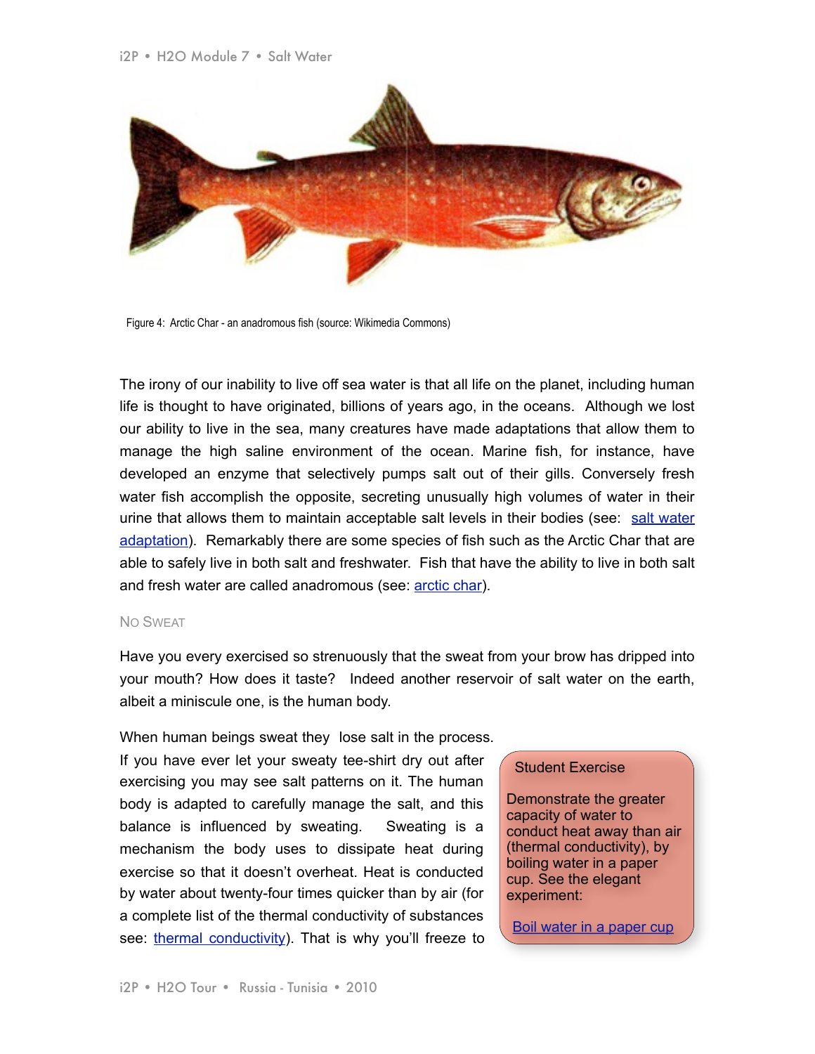Figure 4: Arctic Char - an anadromous fish (source: Wikimedia Commons)

The irony of our inability to live off sea water is that all life on the planet, including human life is thought to have originated, billions of years ago, in the oceans. Although we lost our ability to live in the sea, many creatures have made adaptations that allow them to manage the high saline environment of the ocean. Marine fish, for instance, have developed an enzyme that selectively pumps salt out of their gills. Conversely fresh water fish accomplish the opposite, secreting unusually high volumes of water in their urine that allows them to maintain acceptable salt levels in their bodies (see: salt water adaptation). Remarkably there are some species of fish such as the Arctic Char that are able to safely live in both salt and freshwater. Fish that have the ability to live in both salt and fresh water are called anadromous (see: arctic char).

### No Sweat

Have you every exercised so strenuously that the sweat from your brow has dripped into your mouth? How does it taste? Indeed another reservoir of salt water on the earth, albeit a miniscule one, is the human body.

When human beings sweat they lose salt in the process. If you have ever let your sweaty tee-shirt dry out after exercising you may see salt patterns on it. The human body is adapted to carefully manage the salt, and this balance is influenced by sweating. Sweating is a mechanism the body uses to dissipate heat during exercise so that it doesn't overheat. Heat is conducted by water about twenty-four times quicker than by air (for a complete list of the thermal conductivity of substances see: thermal conductivity). That is why you'll freeze to

> **Student Exercise**
>
> Demonstrate the greater capacity of water to conduct heat away than air (thermal conductivity), by boiling water in a paper cup. See the elegant experiment:
>
> Boil water in a paper cup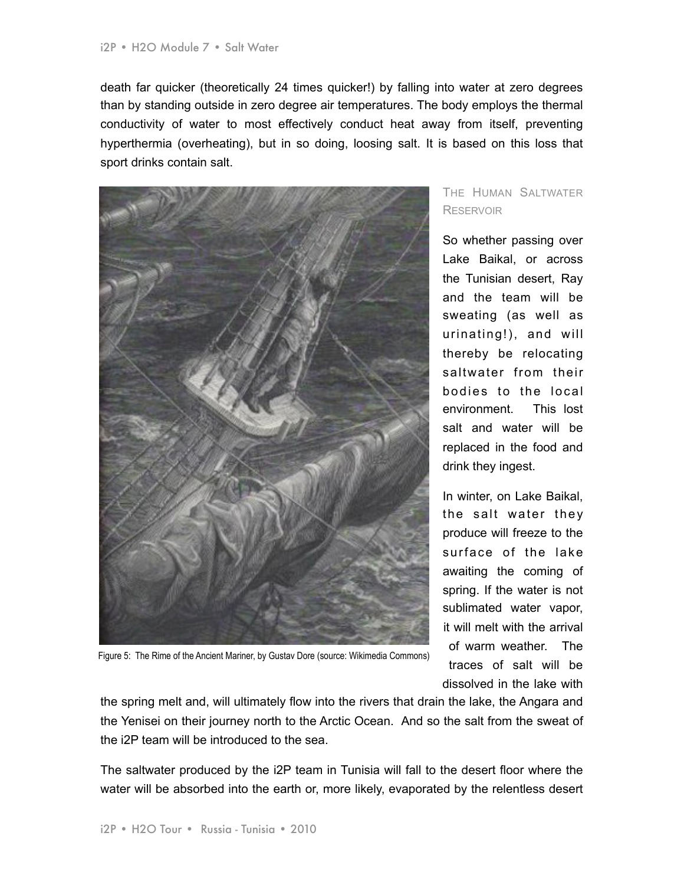death far quicker (theoretically 24 times quicker!) by falling into water at zero degrees than by standing outside in zero degree air temperatures. The body employs the thermal conductivity of water to most effectively conduct heat away from itself, preventing hyperthermia (overheating), but in so doing, loosing salt. It is based on this loss that sport drinks contain salt.

Figure 5: The Rime of the Ancient Mariner, by Gustav Dore (source: Wikimedia Commons)

## The Human Saltwater Reservoir

So whether passing over Lake Baikal, or across the Tunisian desert, Ray and the team will be sweating (as well as urinating!), and will thereby be relocating saltwater from their bodies to the local environment. This lost salt and water will be replaced in the food and drink they ingest.

In winter, on Lake Baikal, the salt water they produce will freeze to the surface of the lake awaiting the coming of spring. If the water is not sublimated water vapor, it will melt with the arrival of warm weather. The traces of salt will be dissolved in the lake with the spring melt and, will ultimately flow into the rivers that drain the lake, the Angara and the Yenisei on their journey north to the Arctic Ocean. And so the salt from the sweat of the i2P team will be introduced to the sea.

The saltwater produced by the i2P team in Tunisia will fall to the desert floor where the water will be absorbed into the earth or, more likely, evaporated by the relentless desert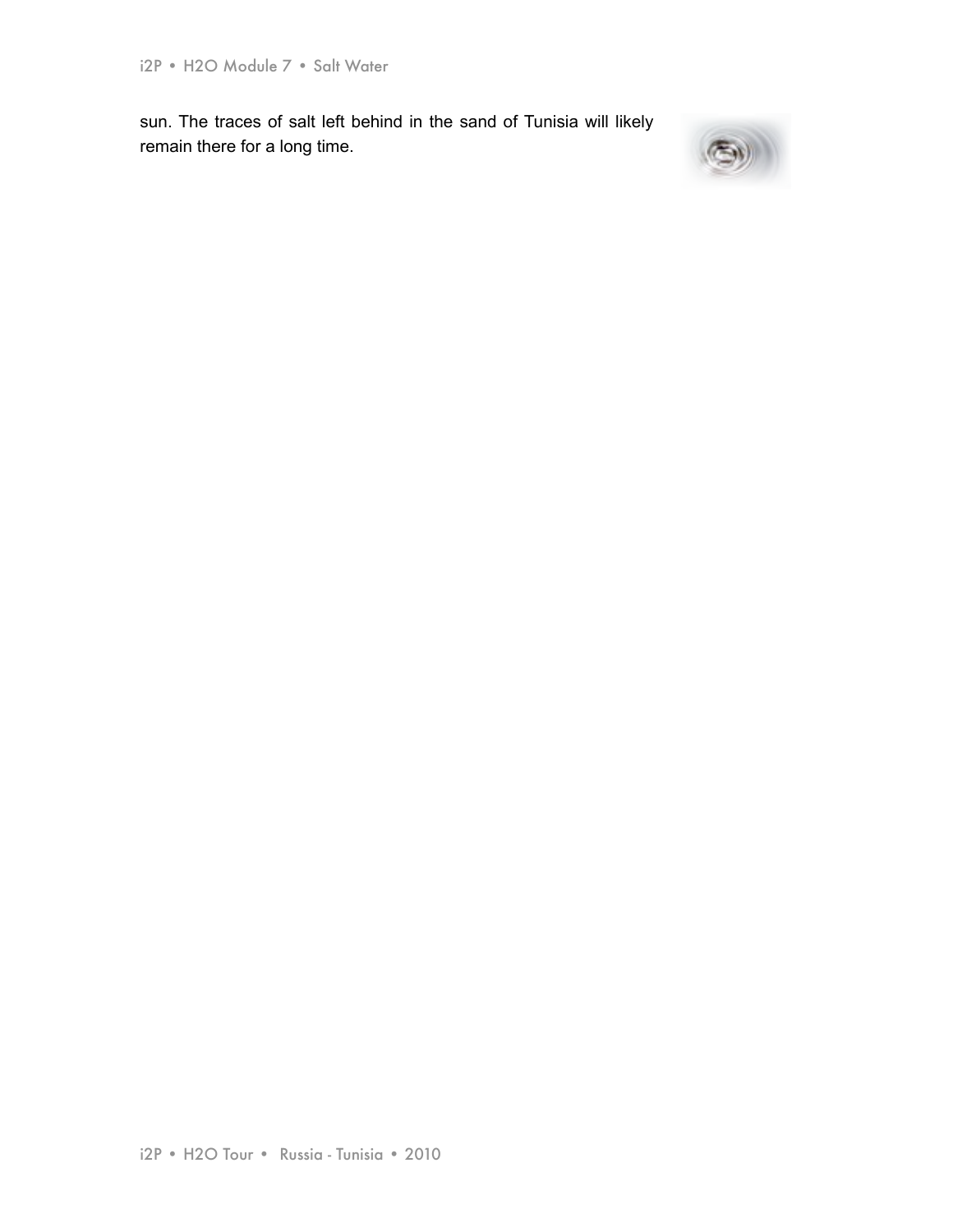sun. The traces of salt left behind in the sand of Tunisia will likely remain there for a long time.